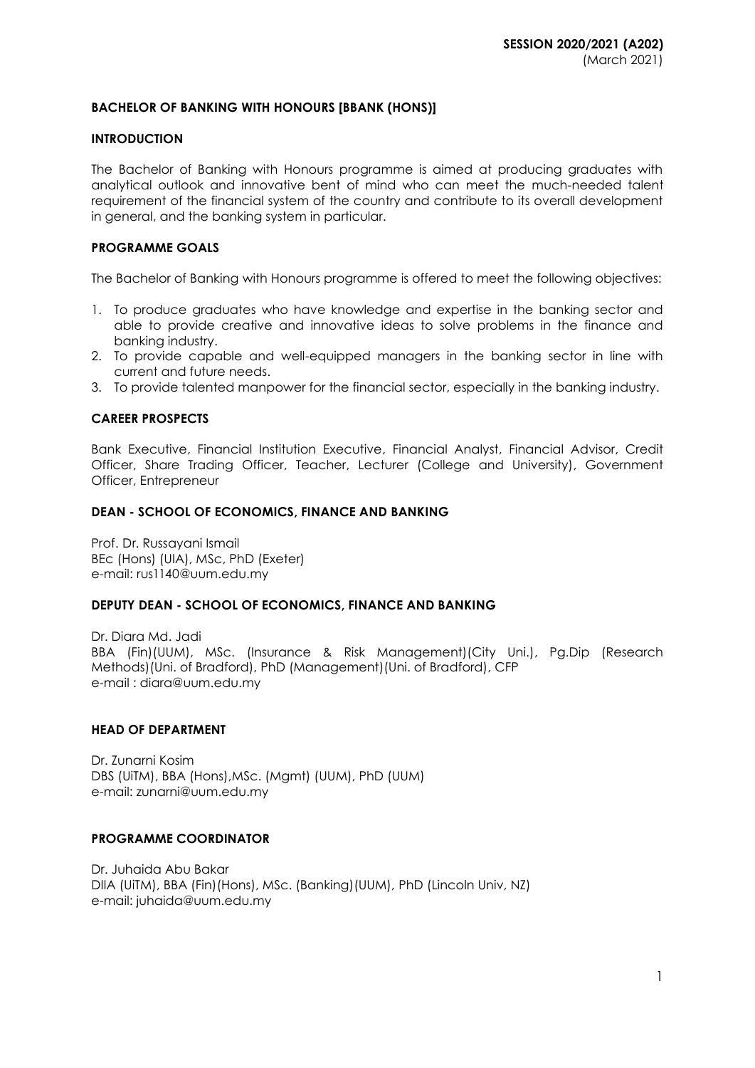**SESSION 2020/2021 (A202)**
(March 2021)

## BACHELOR OF BANKING WITH HONOURS [BBANK (HONS)]

### INTRODUCTION

The Bachelor of Banking with Honours programme is aimed at producing graduates with analytical outlook and innovative bent of mind who can meet the much-needed talent requirement of the financial system of the country and contribute to its overall development in general, and the banking system in particular.

### PROGRAMME GOALS

The Bachelor of Banking with Honours programme is offered to meet the following objectives:

1. To produce graduates who have knowledge and expertise in the banking sector and able to provide creative and innovative ideas to solve problems in the finance and banking industry.
2. To provide capable and well-equipped managers in the banking sector in line with current and future needs.
3. To provide talented manpower for the financial sector, especially in the banking industry.

### CAREER PROSPECTS

Bank Executive, Financial Institution Executive, Financial Analyst, Financial Advisor, Credit Officer, Share Trading Officer, Teacher, Lecturer (College and University), Government Officer, Entrepreneur

### DEAN - SCHOOL OF ECONOMICS, FINANCE AND BANKING

Prof. Dr. Russayani Ismail
BEc (Hons) (UIA), MSc, PhD (Exeter)
e-mail: rus1140@uum.edu.my

### DEPUTY DEAN - SCHOOL OF ECONOMICS, FINANCE AND BANKING

Dr. Diara Md. Jadi
BBA (Fin)(UUM), MSc. (Insurance & Risk Management)(City Uni.), Pg.Dip (Research Methods)(Uni. of Bradford), PhD (Management)(Uni. of Bradford), CFP
e-mail : diara@uum.edu.my

### HEAD OF DEPARTMENT

Dr. Zunarni Kosim
DBS (UiTM), BBA (Hons),MSc. (Mgmt) (UUM), PhD (UUM)
e-mail: zunarni@uum.edu.my

### PROGRAMME COORDINATOR

Dr. Juhaida Abu Bakar
DIIA (UiTM), BBA (Fin)(Hons), MSc. (Banking)(UUM), PhD (Lincoln Univ, NZ)
e-mail: juhaida@uum.edu.my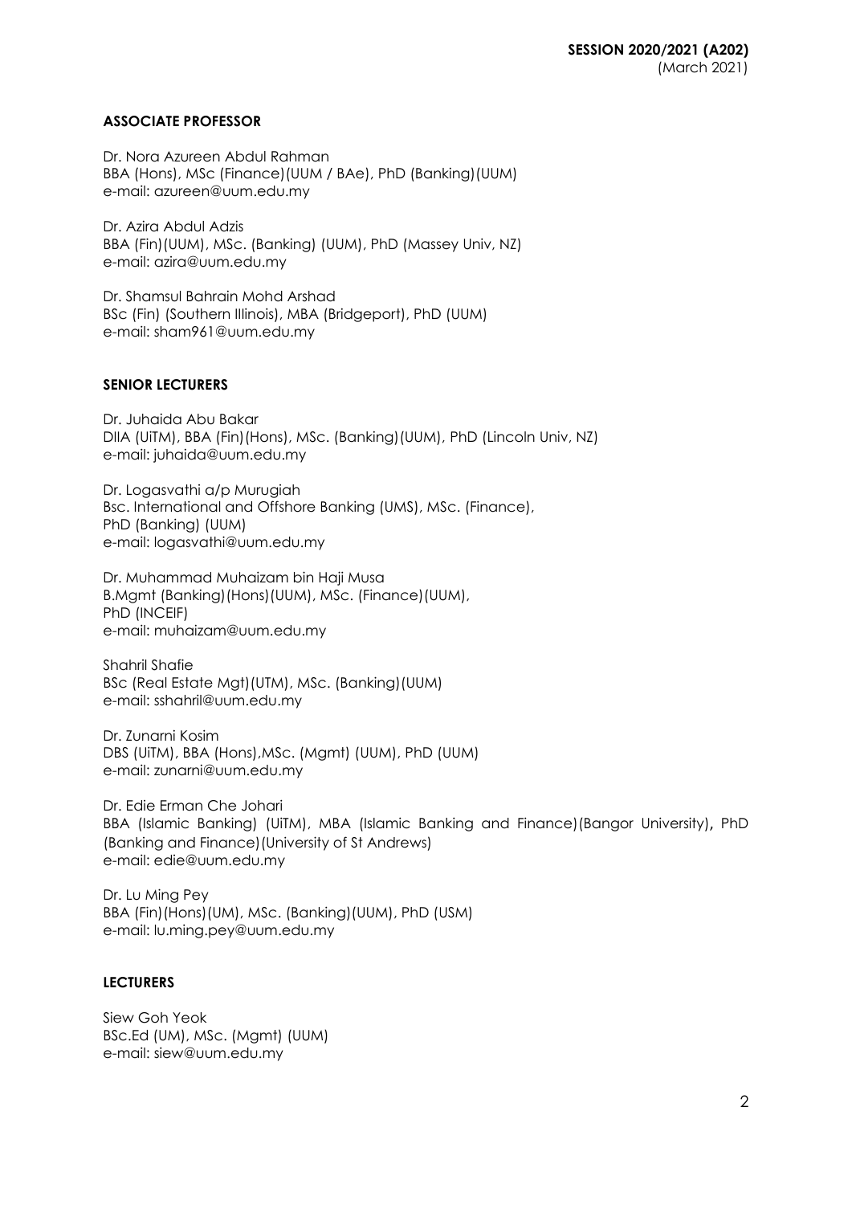**SESSION 2020/2021 (A202)**
(March 2021)

**ASSOCIATE PROFESSOR**

Dr. Nora Azureen Abdul Rahman
BBA (Hons), MSc (Finance)(UUM / BAe), PhD (Banking)(UUM)
e-mail: azureen@uum.edu.my

Dr. Azira Abdul Adzis
BBA (Fin)(UUM), MSc. (Banking) (UUM), PhD (Massey Univ, NZ)
e-mail: azira@uum.edu.my

Dr. Shamsul Bahrain Mohd Arshad
BSc (Fin) (Southern Illinois), MBA (Bridgeport), PhD (UUM)
e-mail: sham961@uum.edu.my

**SENIOR LECTURERS**

Dr. Juhaida Abu Bakar
DIIA (UiTM), BBA (Fin)(Hons), MSc. (Banking)(UUM), PhD (Lincoln Univ, NZ)
e-mail: juhaida@uum.edu.my

Dr. Logasvathi a/p Murugiah
Bsc. International and Offshore Banking (UMS), MSc. (Finance),
PhD (Banking) (UUM)
e-mail: logasvathi@uum.edu.my

Dr. Muhammad Muhaizam bin Haji Musa
B.Mgmt (Banking)(Hons)(UUM), MSc. (Finance)(UUM),
PhD (INCEIF)
e-mail: muhaizam@uum.edu.my

Shahril Shafie
BSc (Real Estate Mgt)(UTM), MSc. (Banking)(UUM)
e-mail: sshahril@uum.edu.my

Dr. Zunarni Kosim
DBS (UiTM), BBA (Hons),MSc. (Mgmt) (UUM), PhD (UUM)
e-mail: zunarni@uum.edu.my

Dr. Edie Erman Che Johari
BBA (Islamic Banking) (UiTM), MBA (Islamic Banking and Finance)(Bangor University), PhD (Banking and Finance)(University of St Andrews)
e-mail: edie@uum.edu.my

Dr. Lu Ming Pey
BBA (Fin)(Hons)(UM), MSc. (Banking)(UUM), PhD (USM)
e-mail: lu.ming.pey@uum.edu.my

**LECTURERS**

Siew Goh Yeok
BSc.Ed (UM), MSc. (Mgmt) (UUM)
e-mail: siew@uum.edu.my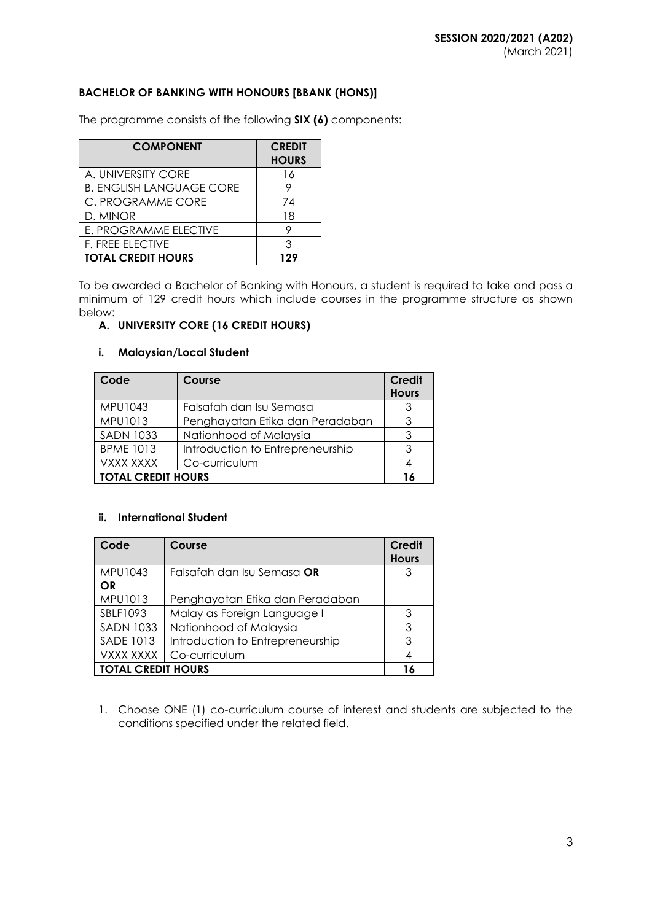**SESSION 2020/2021 (A202)**
(March 2021)

**BACHELOR OF BANKING WITH HONOURS [BBANK (HONS)]**

The programme consists of the following **SIX (6)** components:

| COMPONENT | CREDIT HOURS |
|---|---|
| A. UNIVERSITY CORE | 16 |
| B. ENGLISH LANGUAGE CORE | 9 |
| C. PROGRAMME CORE | 74 |
| D. MINOR | 18 |
| E. PROGRAMME ELECTIVE | 9 |
| F. FREE ELECTIVE | 3 |
| **TOTAL CREDIT HOURS** | **129** |

To be awarded a Bachelor of Banking with Honours, a student is required to take and pass a minimum of 129 credit hours which include courses in the programme structure as shown below:

**A. UNIVERSITY CORE (16 CREDIT HOURS)**

**i. Malaysian/Local Student**

| Code | Course | Credit Hours |
|---|---|---|
| MPU1043 | Falsafah dan Isu Semasa | 3 |
| MPU1013 | Penghayatan Etika dan Peradaban | 3 |
| SADN 1033 | Nationhood of Malaysia | 3 |
| BPME 1013 | Introduction to Entrepreneurship | 3 |
| VXXX XXXX | Co-curriculum | 4 |
| **TOTAL CREDIT HOURS** | | **16** |

**ii. International Student**

| Code | Course | Credit Hours |
|---|---|---|
| MPU1043 **OR** MPU1013 | Falsafah dan Isu Semasa **OR** Penghayatan Etika dan Peradaban | 3 |
| SBLF1093 | Malay as Foreign Language I | 3 |
| SADN 1033 | Nationhood of Malaysia | 3 |
| SADE 1013 | Introduction to Entrepreneurship | 3 |
| VXXX XXXX | Co-curriculum | 4 |
| **TOTAL CREDIT HOURS** | | **16** |

1. Choose ONE (1) co-curriculum course of interest and students are subjected to the conditions specified under the related field.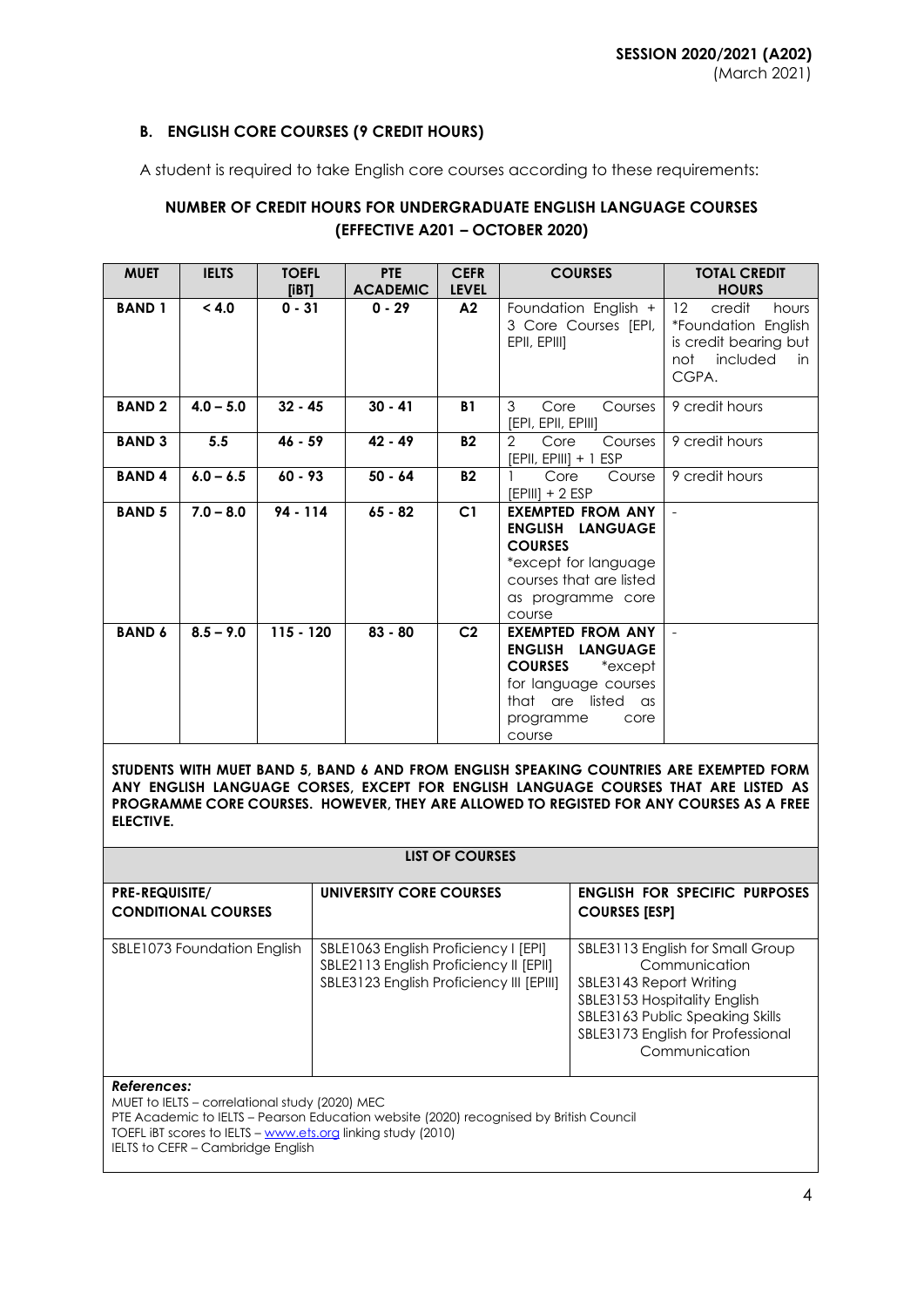**SESSION 2020/2021 (A202)**
(March 2021)

### B. ENGLISH CORE COURSES (9 CREDIT HOURS)

A student is required to take English core courses according to these requirements:

**NUMBER OF CREDIT HOURS FOR UNDERGRADUATE ENGLISH LANGUAGE COURSES (EFFECTIVE A201 – OCTOBER 2020)**

| MUET | IELTS | TOEFL [iBT] | PTE ACADEMIC | CEFR LEVEL | COURSES | TOTAL CREDIT HOURS |
|---|---|---|---|---|---|---|
| **BAND 1** | **< 4.0** | **0 - 31** | **0 - 29** | **A2** | Foundation English + 3 Core Courses [EPI, EPII, EPIII] | 12 credit hours *Foundation English is credit bearing but not included in CGPA. |
| **BAND 2** | **4.0 – 5.0** | **32 - 45** | **30 - 41** | **B1** | 3 Core Courses [EPI, EPII, EPIII] | 9 credit hours |
| **BAND 3** | **5.5** | **46 - 59** | **42 - 49** | **B2** | 2 Core Courses [EPII, EPIII] + 1 ESP | 9 credit hours |
| **BAND 4** | **6.0 – 6.5** | **60 - 93** | **50 - 64** | **B2** | 1 Core Course [EPIII] + 2 ESP | 9 credit hours |
| **BAND 5** | **7.0 – 8.0** | **94 - 114** | **65 - 82** | **C1** | **EXEMPTED FROM ANY ENGLISH LANGUAGE COURSES** *except for language courses that are listed as programme core course | - |
| **BAND 6** | **8.5 – 9.0** | **115 - 120** | **83 - 80** | **C2** | **EXEMPTED FROM ANY ENGLISH LANGUAGE COURSES** *except for language courses that are listed as programme core course | - |

**STUDENTS WITH MUET BAND 5, BAND 6 AND FROM ENGLISH SPEAKING COUNTRIES ARE EXEMPTED FORM ANY ENGLISH LANGUAGE CORSES, EXCEPT FOR ENGLISH LANGUAGE COURSES THAT ARE LISTED AS PROGRAMME CORE COURSES. HOWEVER, THEY ARE ALLOWED TO REGISTED FOR ANY COURSES AS A FREE ELECTIVE.**

**LIST OF COURSES**

| PRE-REQUISITE/ CONDITIONAL COURSES | UNIVERSITY CORE COURSES | ENGLISH FOR SPECIFIC PURPOSES COURSES [ESP] |
|---|---|---|
| SBLE1073 Foundation English | SBLE1063 English Proficiency I [EPI]<br>SBLE2113 English Proficiency II [EPII]<br>SBLE3123 English Proficiency III [EPIII] | SBLE3113 English for Small Group Communication<br>SBLE3143 Report Writing<br>SBLE3153 Hospitality English<br>SBLE3163 Public Speaking Skills<br>SBLE3173 English for Professional Communication |

***References:***
MUET to IELTS – correlational study (2020) MEC
PTE Academic to IELTS – Pearson Education website (2020) recognised by British Council
TOEFL iBT scores to IELTS – www.ets.org linking study (2010)
IELTS to CEFR – Cambridge English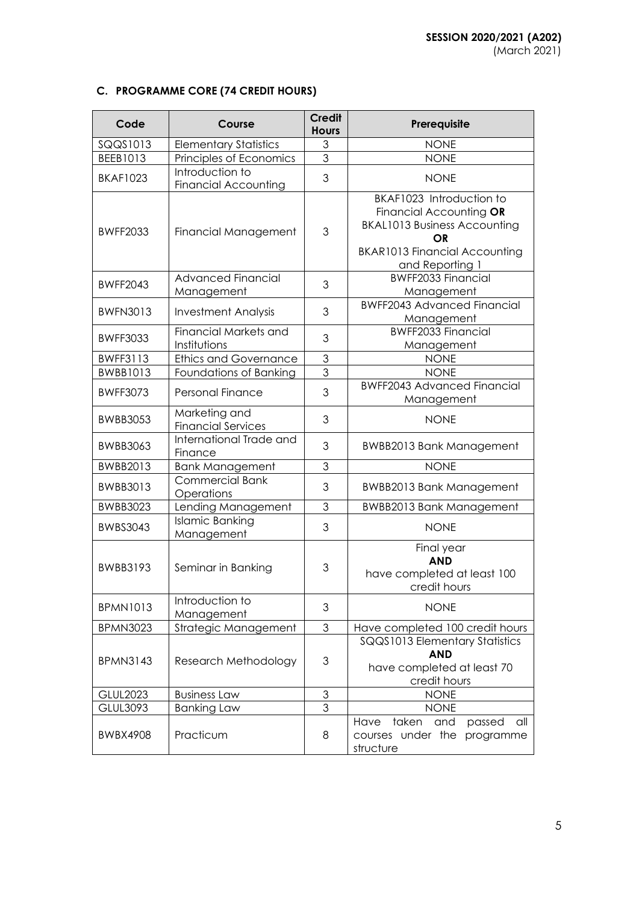### C. PROGRAMME CORE (74 CREDIT HOURS)

| Code | Course | Credit Hours | Prerequisite |
|---|---|---|---|
| SQQS1013 | Elementary Statistics | 3 | NONE |
| BEEB1013 | Principles of Economics | 3 | NONE |
| BKAF1023 | Introduction to Financial Accounting | 3 | NONE |
| BWFF2033 | Financial Management | 3 | BKAF1023 Introduction to Financial Accounting **OR** BKAL1013 Business Accounting **OR** BKAR1013 Financial Accounting and Reporting 1 |
| BWFF2043 | Advanced Financial Management | 3 | BWFF2033 Financial Management |
| BWFN3013 | Investment Analysis | 3 | BWFF2043 Advanced Financial Management |
| BWFF3033 | Financial Markets and Institutions | 3 | BWFF2033 Financial Management |
| BWFF3113 | Ethics and Governance | 3 | NONE |
| BWBB1013 | Foundations of Banking | 3 | NONE |
| BWFF3073 | Personal Finance | 3 | BWFF2043 Advanced Financial Management |
| BWBB3053 | Marketing and Financial Services | 3 | NONE |
| BWBB3063 | International Trade and Finance | 3 | BWBB2013 Bank Management |
| BWBB2013 | Bank Management | 3 | NONE |
| BWBB3013 | Commercial Bank Operations | 3 | BWBB2013 Bank Management |
| BWBB3023 | Lending Management | 3 | BWBB2013 Bank Management |
| BWBS3043 | Islamic Banking Management | 3 | NONE |
| BWBB3193 | Seminar in Banking | 3 | Final year **AND** have completed at least 100 credit hours |
| BPMN1013 | Introduction to Management | 3 | NONE |
| BPMN3023 | Strategic Management | 3 | Have completed 100 credit hours |
| BPMN3143 | Research Methodology | 3 | SQQS1013 Elementary Statistics **AND** have completed at least 70 credit hours |
| GLUL2023 | Business Law | 3 | NONE |
| GLUL3093 | Banking Law | 3 | NONE |
| BWBX4908 | Practicum | 8 | Have taken and passed all courses under the programme structure |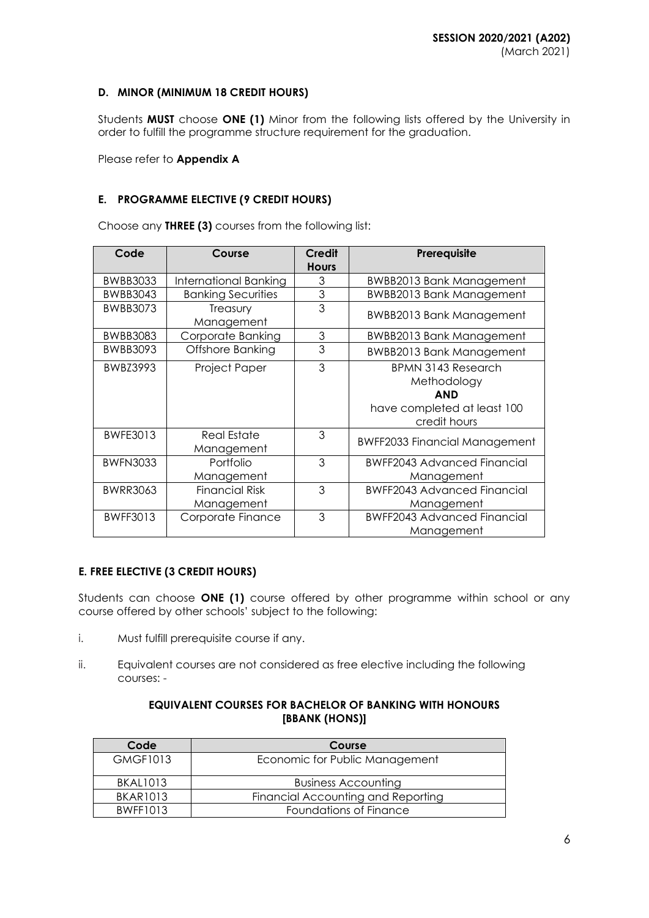### D. MINOR (MINIMUM 18 CREDIT HOURS)

Students **MUST** choose **ONE (1)** Minor from the following lists offered by the University in order to fulfill the programme structure requirement for the graduation.

Please refer to **Appendix A**

### E. PROGRAMME ELECTIVE (9 CREDIT HOURS)

Choose any **THREE (3)** courses from the following list:

| Code | Course | Credit Hours | Prerequisite |
|---|---|---|---|
| BWBB3033 | International Banking | 3 | BWBB2013 Bank Management |
| BWBB3043 | Banking Securities | 3 | BWBB2013 Bank Management |
| BWBB3073 | Treasury Management | 3 | BWBB2013 Bank Management |
| BWBB3083 | Corporate Banking | 3 | BWBB2013 Bank Management |
| BWBB3093 | Offshore Banking | 3 | BWBB2013 Bank Management |
| BWBZ3993 | Project Paper | 3 | BPMN 3143 Research Methodology **AND** have completed at least 100 credit hours |
| BWFE3013 | Real Estate Management | 3 | BWFF2033 Financial Management |
| BWFN3033 | Portfolio Management | 3 | BWFF2043 Advanced Financial Management |
| BWRR3063 | Financial Risk Management | 3 | BWFF2043 Advanced Financial Management |
| BWFF3013 | Corporate Finance | 3 | BWFF2043 Advanced Financial Management |

### E. FREE ELECTIVE (3 CREDIT HOURS)

Students can choose **ONE (1)** course offered by other programme within school or any course offered by other schools' subject to the following:

i. Must fulfill prerequisite course if any.

ii. Equivalent courses are not considered as free elective including the following courses: -

**EQUIVALENT COURSES FOR BACHELOR OF BANKING WITH HONOURS [BBANK (HONS)]**

| Code | Course |
|---|---|
| GMGF1013 | Economic for Public Management |
| BKAL1013 | Business Accounting |
| BKAR1013 | Financial Accounting and Reporting |
| BWFF1013 | Foundations of Finance |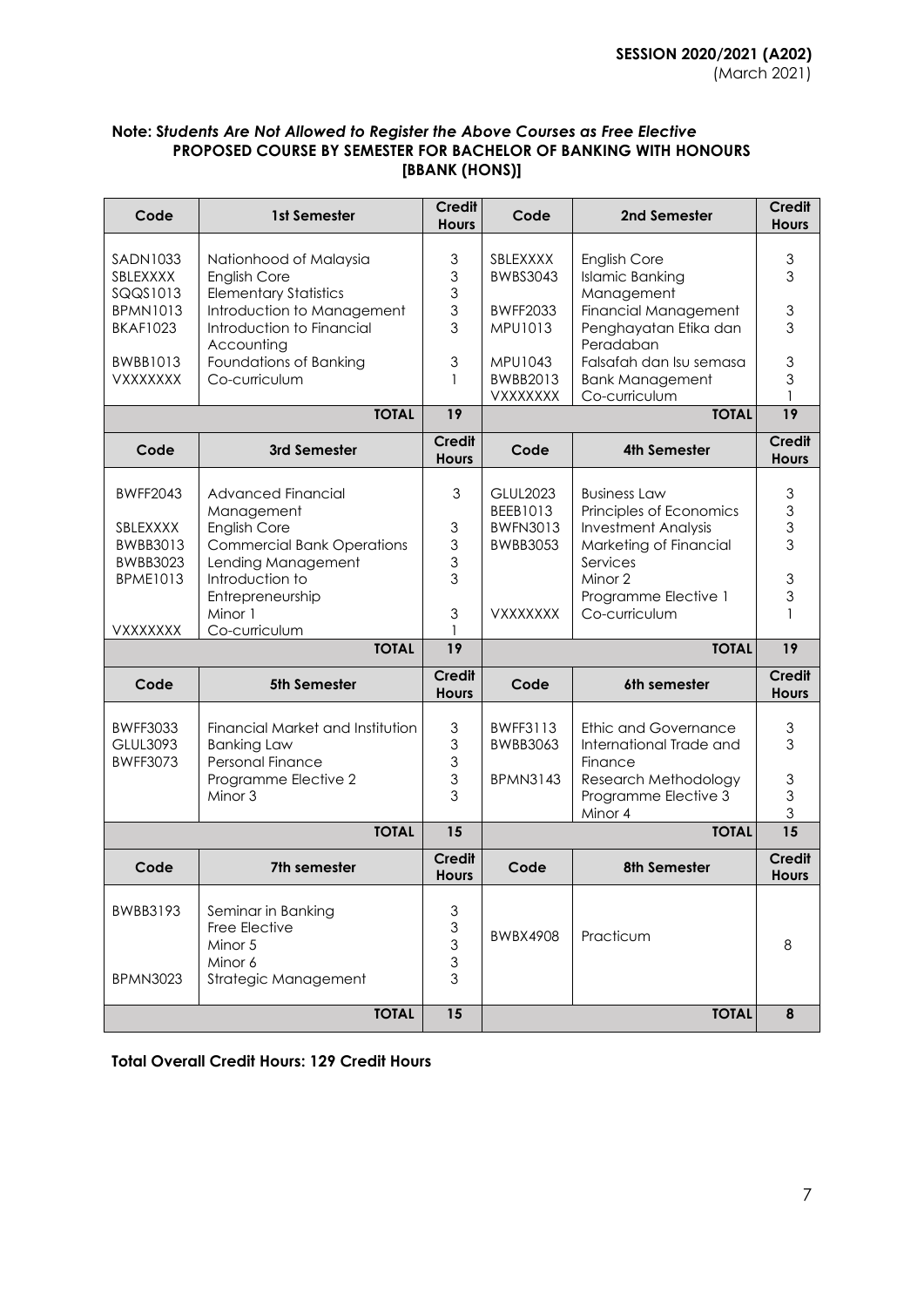**SESSION 2020/2021 (A202)**
(March 2021)

**Note:** ***Students Are Not Allowed to Register the Above Courses as Free Elective***

**PROPOSED COURSE BY SEMESTER FOR BACHELOR OF BANKING WITH HONOURS [BBANK (HONS)]**

| Code | 1st Semester | Credit Hours | Code | 2nd Semester | Credit Hours |
|---|---|---|---|---|---|
| SADN1033 | Nationhood of Malaysia | 3 | SBLEXXXX | English Core | 3 |
| SBLEXXXX | English Core | 3 | BWBS3043 | Islamic Banking Management | 3 |
| SQQS1013 | Elementary Statistics | 3 | | | |
| BPMN1013 | Introduction to Management | 3 | BWFF2033 | Financial Management | 3 |
| BKAF1023 | Introduction to Financial Accounting | 3 | MPU1013 | Penghayatan Etika dan Peradaban | 3 |
| BWBB1013 | Foundations of Banking | 3 | MPU1043 | Falsafah dan Isu semasa | 3 |
| VXXXXXXX | Co-curriculum | 1 | BWBB2013 | Bank Management | 3 |
| | | | VXXXXXXX | Co-curriculum | 1 |
| | **TOTAL** | **19** | | **TOTAL** | **19** |
| **Code** | **3rd Semester** | **Credit Hours** | **Code** | **4th Semester** | **Credit Hours** |
| BWFF2043 | Advanced Financial Management | 3 | GLUL2023 | Business Law | 3 |
| | | | BEEB1013 | Principles of Economics | 3 |
| SBLEXXXX | English Core | 3 | BWFN3013 | Investment Analysis | 3 |
| BWBB3013 | Commercial Bank Operations | 3 | BWBB3053 | Marketing of Financial Services | 3 |
| BWBB3023 | Lending Management | 3 | | Minor 2 | 3 |
| BPME1013 | Introduction to Entrepreneurship | 3 | | Programme Elective 1 | 3 |
| | Minor 1 | 3 | VXXXXXXX | Co-curriculum | 1 |
| VXXXXXXX | Co-curriculum | 1 | | | |
| | **TOTAL** | **19** | | **TOTAL** | **19** |
| **Code** | **5th Semester** | **Credit Hours** | **Code** | **6th semester** | **Credit Hours** |
| BWFF3033 | Financial Market and Institution | 3 | BWFF3113 | Ethic and Governance | 3 |
| GLUL3093 | Banking Law | 3 | BWBB3063 | International Trade and Finance | 3 |
| BWFF3073 | Personal Finance | 3 | | | |
| | Programme Elective 2 | 3 | BPMN3143 | Research Methodology | 3 |
| | Minor 3 | 3 | | Programme Elective 3 | 3 |
| | | | | Minor 4 | 3 |
| | **TOTAL** | **15** | | **TOTAL** | **15** |
| **Code** | **7th semester** | **Credit Hours** | **Code** | **8th Semester** | **Credit Hours** |
| BWBB3193 | Seminar in Banking | 3 | BWBX4908 | Practicum | 8 |
| | Free Elective | 3 | | | |
| | Minor 5 | 3 | | | |
| | Minor 6 | 3 | | | |
| BPMN3023 | Strategic Management | 3 | | | |
| | **TOTAL** | **15** | | **TOTAL** | **8** |

**Total Overall Credit Hours: 129 Credit Hours**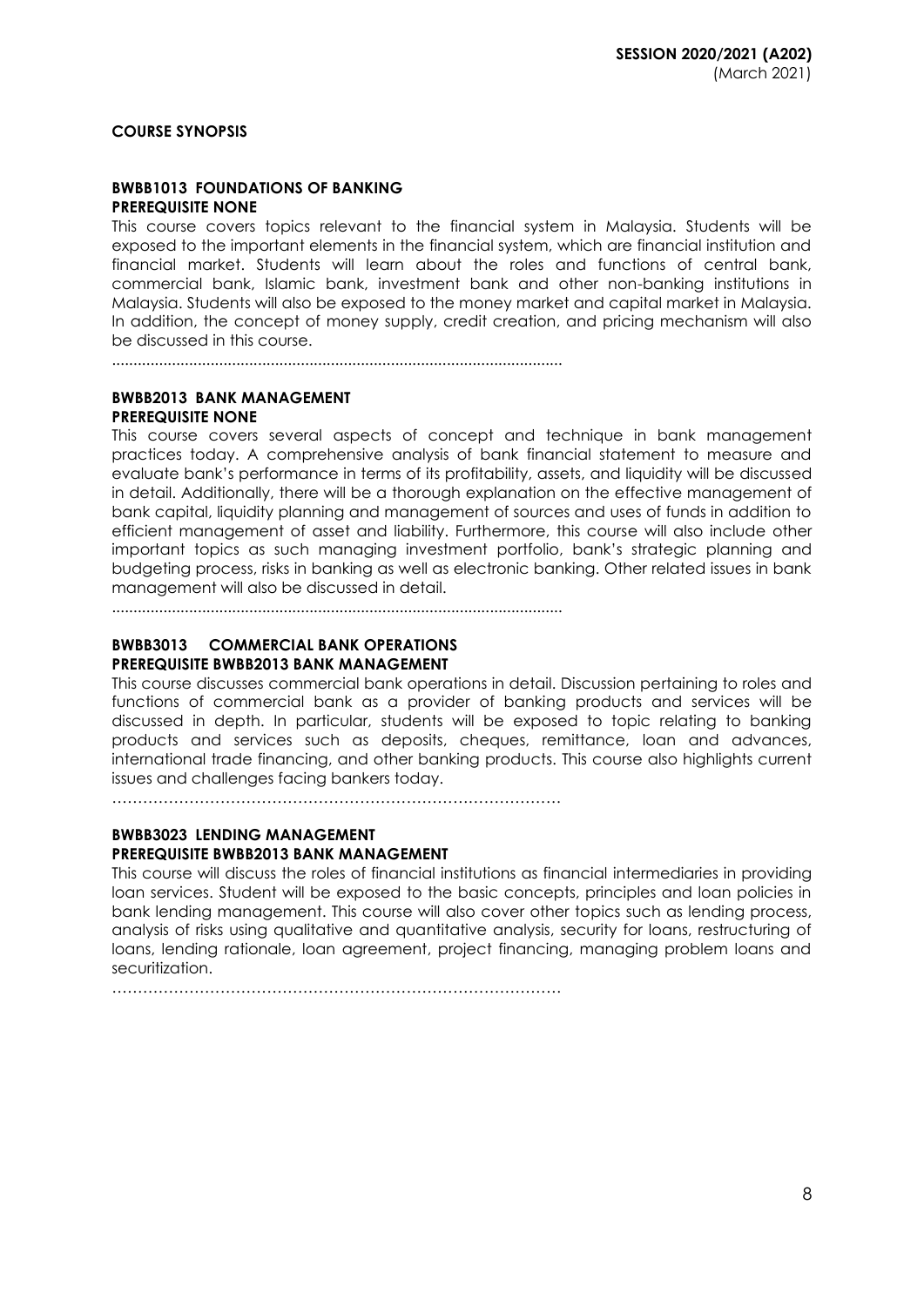## COURSE SYNOPSIS

### BWBB1013 FOUNDATIONS OF BANKING
**PREREQUISITE NONE**

This course covers topics relevant to the financial system in Malaysia. Students will be exposed to the important elements in the financial system, which are financial institution and financial market. Students will learn about the roles and functions of central bank, commercial bank, Islamic bank, investment bank and other non-banking institutions in Malaysia. Students will also be exposed to the money market and capital market in Malaysia. In addition, the concept of money supply, credit creation, and pricing mechanism will also be discussed in this course.

........................................................................................................

### BWBB2013 BANK MANAGEMENT
**PREREQUISITE NONE**

This course covers several aspects of concept and technique in bank management practices today. A comprehensive analysis of bank financial statement to measure and evaluate bank's performance in terms of its profitability, assets, and liquidity will be discussed in detail. Additionally, there will be a thorough explanation on the effective management of bank capital, liquidity planning and management of sources and uses of funds in addition to efficient management of asset and liability. Furthermore, this course will also include other important topics as such managing investment portfolio, bank's strategic planning and budgeting process, risks in banking as well as electronic banking. Other related issues in bank management will also be discussed in detail.

........................................................................................................

### BWBB3013 COMMERCIAL BANK OPERATIONS
**PREREQUISITE BWBB2013 BANK MANAGEMENT**

This course discusses commercial bank operations in detail. Discussion pertaining to roles and functions of commercial bank as a provider of banking products and services will be discussed in depth. In particular, students will be exposed to topic relating to banking products and services such as deposits, cheques, remittance, loan and advances, international trade financing, and other banking products. This course also highlights current issues and challenges facing bankers today.

……………………………………………………………………………

### BWBB3023 LENDING MANAGEMENT
**PREREQUISITE BWBB2013 BANK MANAGEMENT**

This course will discuss the roles of financial institutions as financial intermediaries in providing loan services. Student will be exposed to the basic concepts, principles and loan policies in bank lending management. This course will also cover other topics such as lending process, analysis of risks using qualitative and quantitative analysis, security for loans, restructuring of loans, lending rationale, loan agreement, project financing, managing problem loans and securitization.

……………………………………………………………………………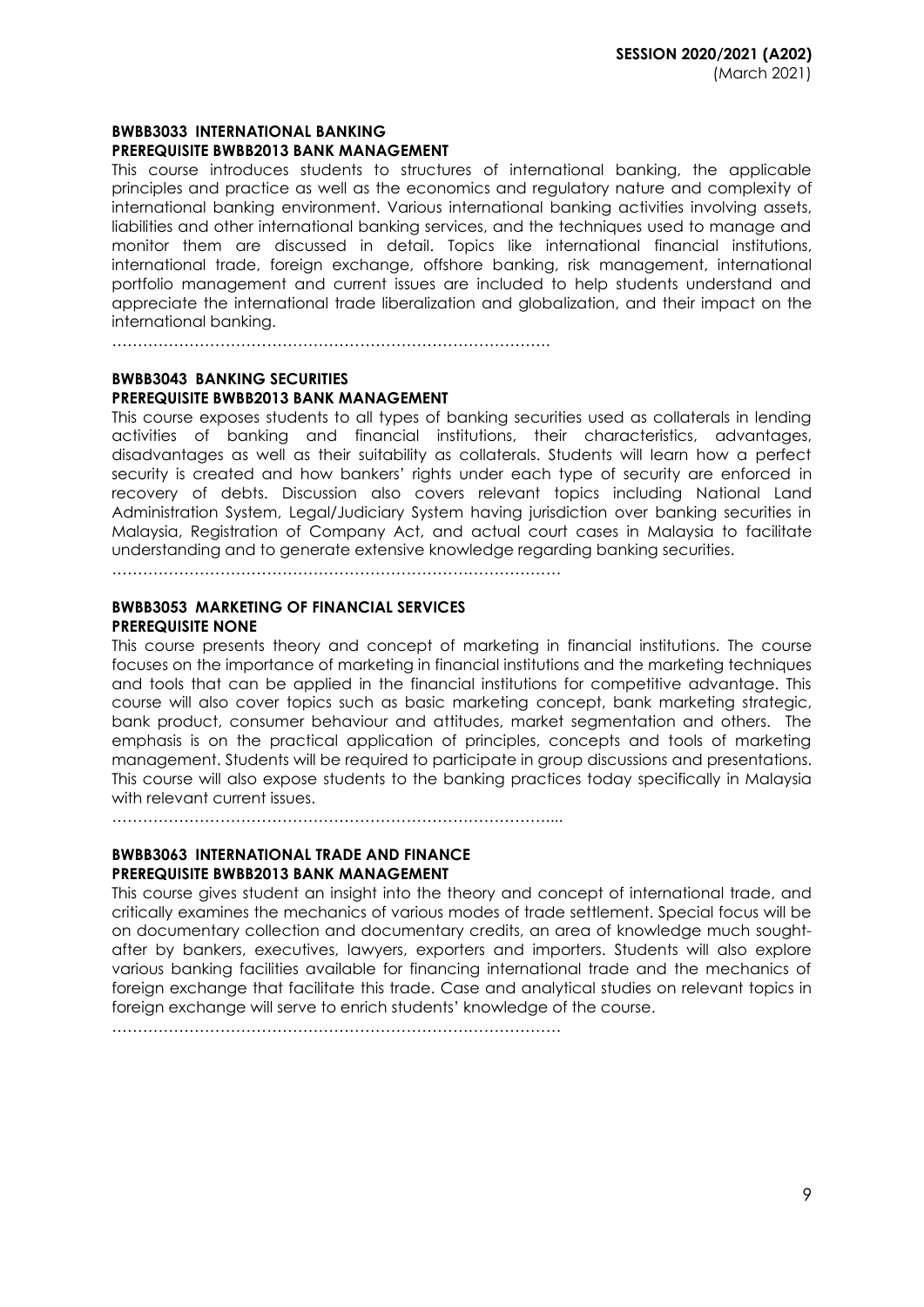**BWBB3033 INTERNATIONAL BANKING**
**PREREQUISITE BWBB2013 BANK MANAGEMENT**

This course introduces students to structures of international banking, the applicable principles and practice as well as the economics and regulatory nature and complexity of international banking environment. Various international banking activities involving assets, liabilities and other international banking services, and the techniques used to manage and monitor them are discussed in detail. Topics like international financial institutions, international trade, foreign exchange, offshore banking, risk management, international portfolio management and current issues are included to help students understand and appreciate the international trade liberalization and globalization, and their impact on the international banking.

…………………………………………………………………………

**BWBB3043 BANKING SECURITIES**
**PREREQUISITE BWBB2013 BANK MANAGEMENT**

This course exposes students to all types of banking securities used as collaterals in lending activities of banking and financial institutions, their characteristics, advantages, disadvantages as well as their suitability as collaterals. Students will learn how a perfect security is created and how bankers' rights under each type of security are enforced in recovery of debts. Discussion also covers relevant topics including National Land Administration System, Legal/Judiciary System having jurisdiction over banking securities in Malaysia, Registration of Company Act, and actual court cases in Malaysia to facilitate understanding and to generate extensive knowledge regarding banking securities.

…………………………………………………………………………

**BWBB3053 MARKETING OF FINANCIAL SERVICES**
**PREREQUISITE NONE**

This course presents theory and concept of marketing in financial institutions. The course focuses on the importance of marketing in financial institutions and the marketing techniques and tools that can be applied in the financial institutions for competitive advantage. This course will also cover topics such as basic marketing concept, bank marketing strategic, bank product, consumer behaviour and attitudes, market segmentation and others. The emphasis is on the practical application of principles, concepts and tools of marketing management. Students will be required to participate in group discussions and presentations. This course will also expose students to the banking practices today specifically in Malaysia with relevant current issues.

…………………………………………………………………………

**BWBB3063 INTERNATIONAL TRADE AND FINANCE**
**PREREQUISITE BWBB2013 BANK MANAGEMENT**

This course gives student an insight into the theory and concept of international trade, and critically examines the mechanics of various modes of trade settlement. Special focus will be on documentary collection and documentary credits, an area of knowledge much sought-after by bankers, executives, lawyers, exporters and importers. Students will also explore various banking facilities available for financing international trade and the mechanics of foreign exchange that facilitate this trade. Case and analytical studies on relevant topics in foreign exchange will serve to enrich students' knowledge of the course.

…………………………………………………………………………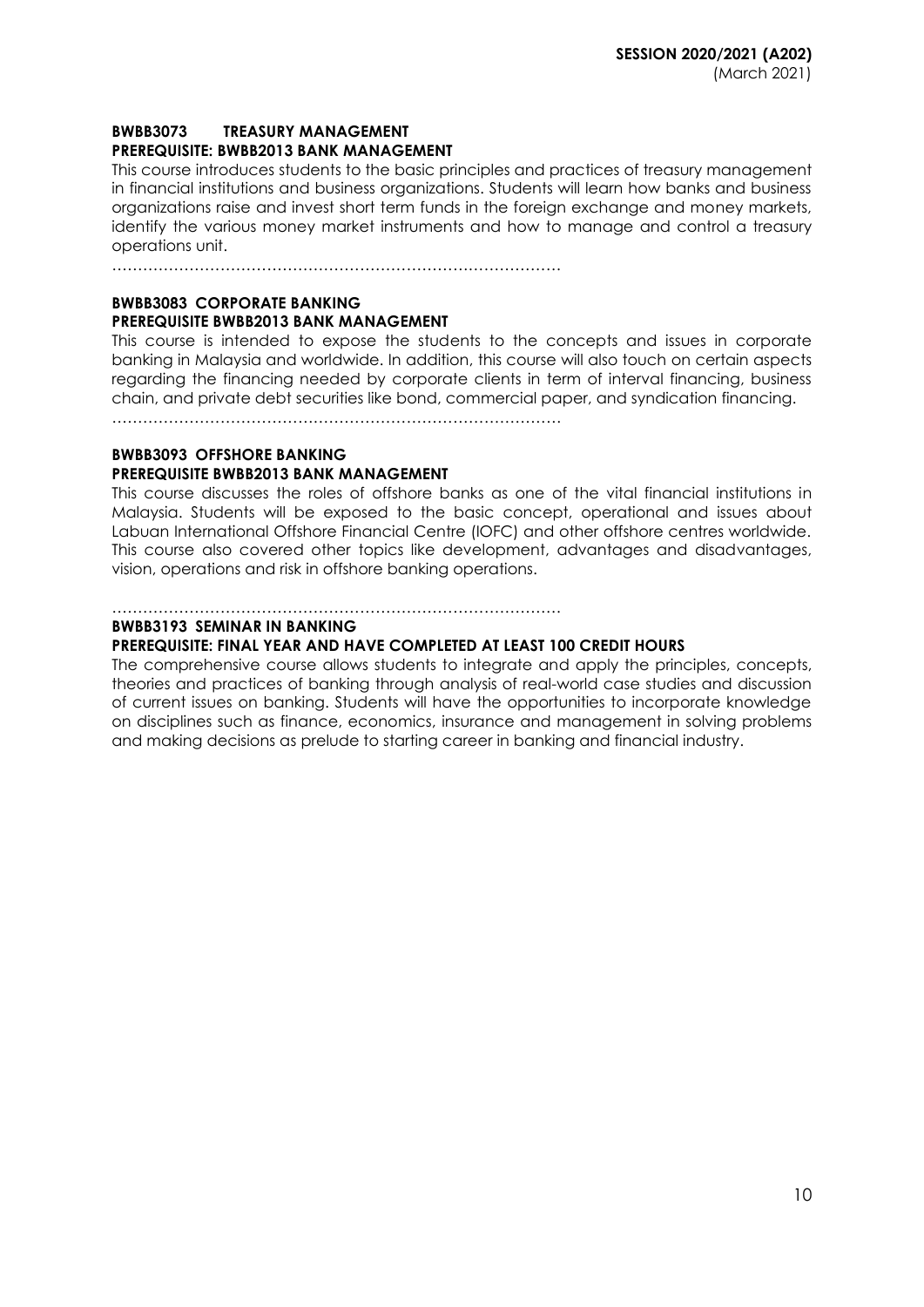**BWBB3073 TREASURY MANAGEMENT**
**PREREQUISITE: BWBB2013 BANK MANAGEMENT**

This course introduces students to the basic principles and practices of treasury management in financial institutions and business organizations. Students will learn how banks and business organizations raise and invest short term funds in the foreign exchange and money markets, identify the various money market instruments and how to manage and control a treasury operations unit.

………………………………………………………………………………

**BWBB3083 CORPORATE BANKING**
**PREREQUISITE BWBB2013 BANK MANAGEMENT**

This course is intended to expose the students to the concepts and issues in corporate banking in Malaysia and worldwide. In addition, this course will also touch on certain aspects regarding the financing needed by corporate clients in term of interval financing, business chain, and private debt securities like bond, commercial paper, and syndication financing.

………………………………………………………………………………

**BWBB3093 OFFSHORE BANKING**
**PREREQUISITE BWBB2013 BANK MANAGEMENT**

This course discusses the roles of offshore banks as one of the vital financial institutions in Malaysia. Students will be exposed to the basic concept, operational and issues about Labuan International Offshore Financial Centre (IOFC) and other offshore centres worldwide. This course also covered other topics like development, advantages and disadvantages, vision, operations and risk in offshore banking operations.

………………………………………………………………………………

**BWBB3193 SEMINAR IN BANKING**
**PREREQUISITE: FINAL YEAR AND HAVE COMPLETED AT LEAST 100 CREDIT HOURS**

The comprehensive course allows students to integrate and apply the principles, concepts, theories and practices of banking through analysis of real-world case studies and discussion of current issues on banking. Students will have the opportunities to incorporate knowledge on disciplines such as finance, economics, insurance and management in solving problems and making decisions as prelude to starting career in banking and financial industry.